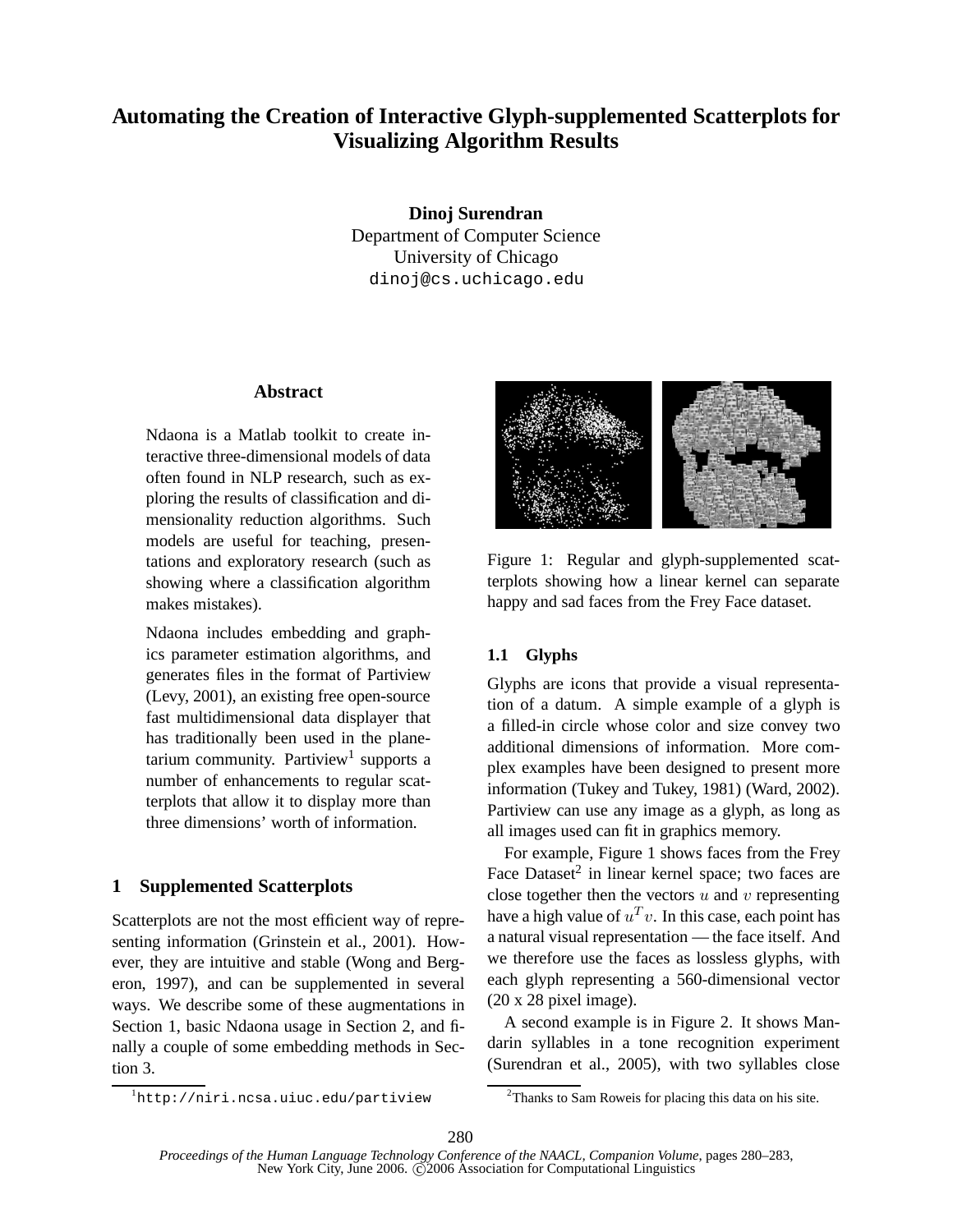# Automating the Creation of Interactive Glyph-supplemented Scatterplots for Visualizing Algorithm Results

**Dinoj Surendran**
Department of Computer Science
University of Chicago
dinoj@cs.uchicago.edu

## Abstract

Ndaona is a Matlab toolkit to create interactive three-dimensional models of data often found in NLP research, such as exploring the results of classification and dimensionality reduction algorithms. Such models are useful for teaching, presentations and exploratory research (such as showing where a classification algorithm makes mistakes).

Ndaona includes embedding and graphics parameter estimation algorithms, and generates files in the format of Partiview (Levy, 2001), an existing free open-source fast multidimensional data displayer that has traditionally been used in the planetarium community. Partiview[1] supports a number of enhancements to regular scatterplots that allow it to display more than three dimensions' worth of information.

## 1 Supplemented Scatterplots

Scatterplots are not the most efficient way of representing information (Grinstein et al., 2001). However, they are intuitive and stable (Wong and Bergeron, 1997), and can be supplemented in several ways. We describe some of these augmentations in Section 1, basic Ndaona usage in Section 2, and finally a couple of some embedding methods in Section 3.

[1] http://niri.ncsa.uiuc.edu/partiview

Figure 1: Regular and glyph-supplemented scatterplots showing how a linear kernel can separate happy and sad faces from the Frey Face dataset.

### 1.1 Glyphs

Glyphs are icons that provide a visual representation of a datum. A simple example of a glyph is a filled-in circle whose color and size convey two additional dimensions of information. More complex examples have been designed to present more information (Tukey and Tukey, 1981) (Ward, 2002). Partiview can use any image as a glyph, as long as all images used can fit in graphics memory.

For example, Figure 1 shows faces from the Frey Face Dataset[2] in linear kernel space; two faces are close together then the vectors $u$ and $v$ representing have a high value of $u^T v$. In this case, each point has a natural visual representation — the face itself. And we therefore use the faces as lossless glyphs, with each glyph representing a 560-dimensional vector (20 x 28 pixel image).

A second example is in Figure 2. It shows Mandarin syllables in a tone recognition experiment (Surendran et al., 2005), with two syllables close

[2] Thanks to Sam Roweis for placing this data on his site.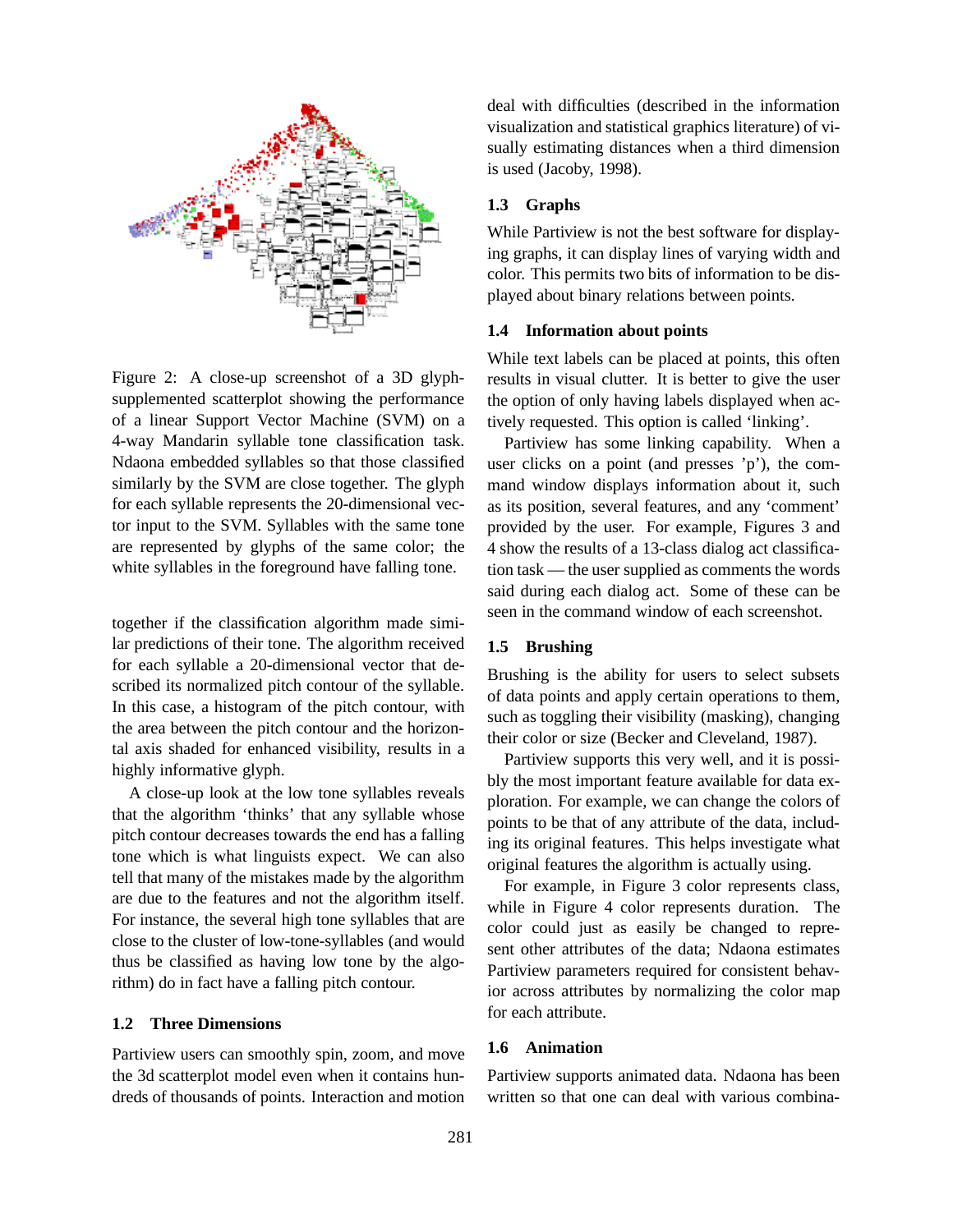Figure 2: A close-up screenshot of a 3D glyph-supplemented scatterplot showing the performance of a linear Support Vector Machine (SVM) on a 4-way Mandarin syllable tone classification task. Ndaona embedded syllables so that those classified similarly by the SVM are close together. The glyph for each syllable represents the 20-dimensional vector input to the SVM. Syllables with the same tone are represented by glyphs of the same color; the white syllables in the foreground have falling tone.

together if the classification algorithm made similar predictions of their tone. The algorithm received for each syllable a 20-dimensional vector that described its normalized pitch contour of the syllable. In this case, a histogram of the pitch contour, with the area between the pitch contour and the horizontal axis shaded for enhanced visibility, results in a highly informative glyph.

A close-up look at the low tone syllables reveals that the algorithm 'thinks' that any syllable whose pitch contour decreases towards the end has a falling tone which is what linguists expect. We can also tell that many of the mistakes made by the algorithm are due to the features and not the algorithm itself. For instance, the several high tone syllables that are close to the cluster of low-tone-syllables (and would thus be classified as having low tone by the algorithm) do in fact have a falling pitch contour.

### 1.2 Three Dimensions

Partiview users can smoothly spin, zoom, and move the 3d scatterplot model even when it contains hundreds of thousands of points. Interaction and motion deal with difficulties (described in the information visualization and statistical graphics literature) of visually estimating distances when a third dimension is used (Jacoby, 1998).

### 1.3 Graphs

While Partiview is not the best software for displaying graphs, it can display lines of varying width and color. This permits two bits of information to be displayed about binary relations between points.

### 1.4 Information about points

While text labels can be placed at points, this often results in visual clutter. It is better to give the user the option of only having labels displayed when actively requested. This option is called 'linking'.

Partiview has some linking capability. When a user clicks on a point (and presses 'p'), the command window displays information about it, such as its position, several features, and any 'comment' provided by the user. For example, Figures 3 and 4 show the results of a 13-class dialog act classification task — the user supplied as comments the words said during each dialog act. Some of these can be seen in the command window of each screenshot.

### 1.5 Brushing

Brushing is the ability for users to select subsets of data points and apply certain operations to them, such as toggling their visibility (masking), changing their color or size (Becker and Cleveland, 1987).

Partiview supports this very well, and it is possibly the most important feature available for data exploration. For example, we can change the colors of points to be that of any attribute of the data, including its original features. This helps investigate what original features the algorithm is actually using.

For example, in Figure 3 color represents class, while in Figure 4 color represents duration. The color could just as easily be changed to represent other attributes of the data; Ndaona estimates Partiview parameters required for consistent behavior across attributes by normalizing the color map for each attribute.

### 1.6 Animation

Partiview supports animated data. Ndaona has been written so that one can deal with various combina-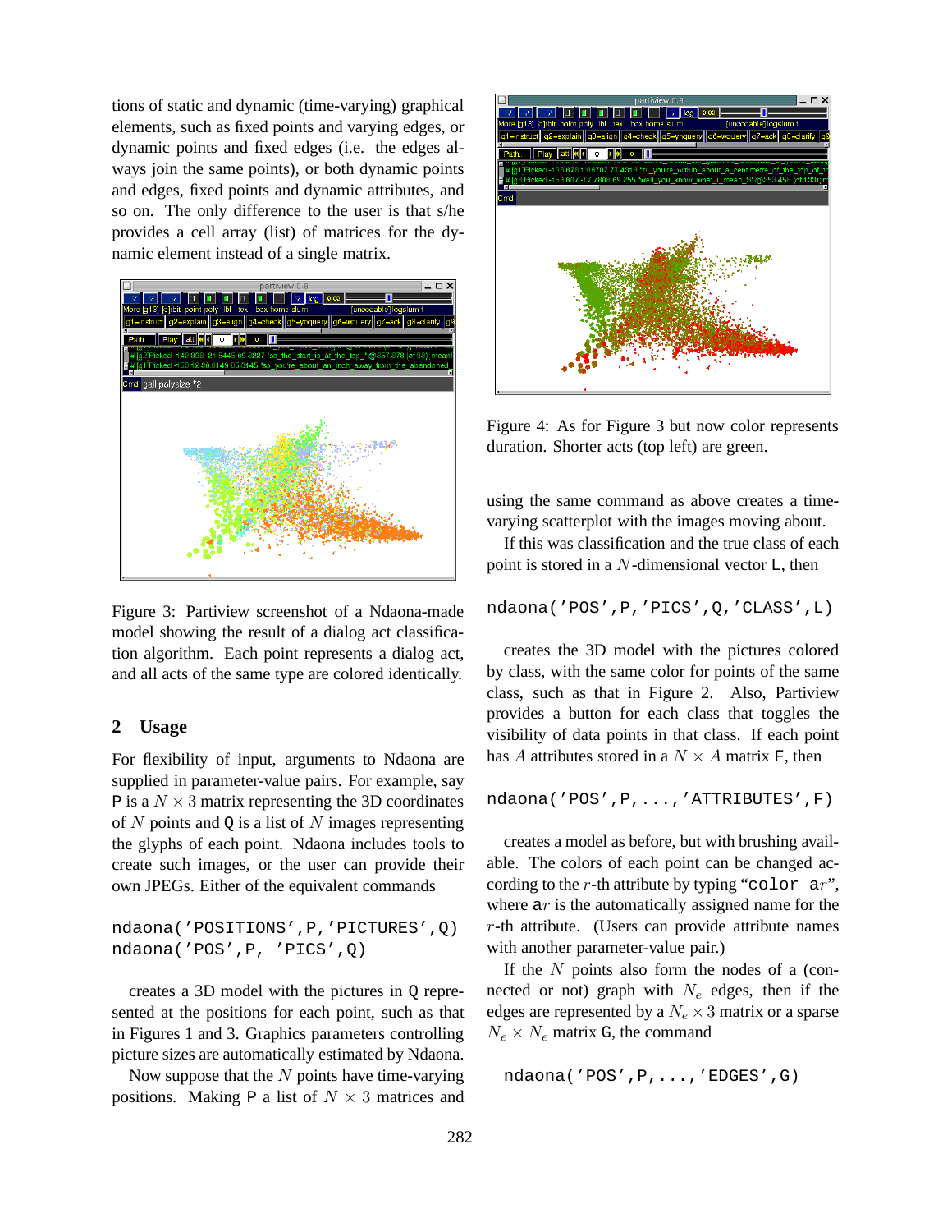tions of static and dynamic (time-varying) graphical elements, such as fixed points and varying edges, or dynamic points and fixed edges (i.e. the edges always join the same points), or both dynamic points and edges, fixed points and dynamic attributes, and so on. The only difference to the user is that s/he provides a cell array (list) of matrices for the dynamic element instead of a single matrix.

Figure 3: Partiview screenshot of a Ndaona-made model showing the result of a dialog act classification algorithm. Each point represents a dialog act, and all acts of the same type are colored identically.

## 2 Usage

For flexibility of input, arguments to Ndaona are supplied in parameter-value pairs. For example, say P is a $N \times 3$ matrix representing the 3D coordinates of $N$ points and Q is a list of $N$ images representing the glyphs of each point. Ndaona includes tools to create such images, or the user can provide their own JPEGs. Either of the equivalent commands

```
ndaona('POSITIONS',P,'PICTURES',Q)
ndaona('POS',P, 'PICS',Q)
```

creates a 3D model with the pictures in Q represented at the positions for each point, such as that in Figures 1 and 3. Graphics parameters controlling picture sizes are automatically estimated by Ndaona.

Now suppose that the $N$ points have time-varying positions. Making P a list of $N \times 3$ matrices and using the same command as above creates a time-varying scatterplot with the images moving about.

Figure 4: As for Figure 3 but now color represents duration. Shorter acts (top left) are green.

If this was classification and the true class of each point is stored in a $N$-dimensional vector L, then

```
ndaona('POS',P,'PICS',Q,'CLASS',L)
```

creates the 3D model with the pictures colored by class, with the same color for points of the same class, such as that in Figure 2. Also, Partiview provides a button for each class that toggles the visibility of data points in that class. If each point has $A$ attributes stored in a $N \times A$ matrix F, then

```
ndaona('POS',P,...,'ATTRIBUTES',F)
```

creates a model as before, but with brushing available. The colors of each point can be changed according to the $r$-th attribute by typing "color a$r$", where a$r$ is the automatically assigned name for the $r$-th attribute. (Users can provide attribute names with another parameter-value pair.)

If the $N$ points also form the nodes of a (connected or not) graph with $N_e$ edges, then if the edges are represented by a $N_e \times 3$ matrix or a sparse $N_e \times N_e$ matrix G, the command

```
ndaona('POS',P,...,'EDGES',G)
```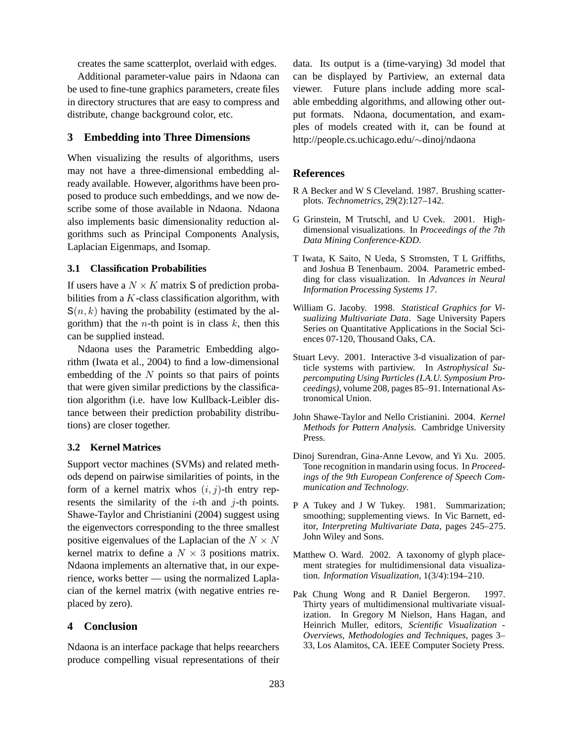creates the same scatterplot, overlaid with edges.

Additional parameter-value pairs in Ndaona can be used to fine-tune graphics parameters, create files in directory structures that are easy to compress and distribute, change background color, etc.

## 3 Embedding into Three Dimensions

When visualizing the results of algorithms, users may not have a three-dimensional embedding already available. However, algorithms have been proposed to produce such embeddings, and we now describe some of those available in Ndaona. Ndaona also implements basic dimensionality reduction algorithms such as Principal Components Analysis, Laplacian Eigenmaps, and Isomap.

### 3.1 Classification Probabilities

If users have a $N \times K$ matrix $\mathsf{S}$ of prediction probabilities from a $K$-class classification algorithm, with $\mathsf{S}(n, k)$ having the probability (estimated by the algorithm) that the $n$-th point is in class $k$, then this can be supplied instead.

Ndaona uses the Parametric Embedding algorithm (Iwata et al., 2004) to find a low-dimensional embedding of the $N$ points so that pairs of points that were given similar predictions by the classification algorithm (i.e. have low Kullback-Leibler distance between their prediction probability distributions) are closer together.

### 3.2 Kernel Matrices

Support vector machines (SVMs) and related methods depend on pairwise similarities of points, in the form of a kernel matrix whos $(i, j)$-th entry represents the similarity of the $i$-th and $j$-th points. Shawe-Taylor and Christianini (2004) suggest using the eigenvectors corresponding to the three smallest positive eigenvalues of the Laplacian of the $N \times N$ kernel matrix to define a $N \times 3$ positions matrix. Ndaona implements an alternative that, in our experience, works better — using the normalized Laplacian of the kernel matrix (with negative entries replaced by zero).

## 4 Conclusion

Ndaona is an interface package that helps reearchers produce compelling visual representations of their data. Its output is a (time-varying) 3d model that can be displayed by Partiview, an external data viewer. Future plans include adding more scalable embedding algorithms, and allowing other output formats. Ndaona, documentation, and examples of models created with it, can be found at http://people.cs.uchicago.edu/∼dinoj/ndaona

## References

R A Becker and W S Cleveland. 1987. Brushing scatterplots. *Technometrics*, 29(2):127–142.

G Grinstein, M Trutschl, and U Cvek. 2001. High-dimensional visualizations. In *Proceedings of the 7th Data Mining Conference-KDD*.

T Iwata, K Saito, N Ueda, S Stromsten, T L Griffiths, and Joshua B Tenenbaum. 2004. Parametric embedding for class visualization. In *Advances in Neural Information Processing Systems 17*.

William G. Jacoby. 1998. *Statistical Graphics for Visualizing Multivariate Data*. Sage University Papers Series on Quantitative Applications in the Social Sciences 07-120, Thousand Oaks, CA.

Stuart Levy. 2001. Interactive 3-d visualization of particle systems with partiview. In *Astrophysical Supercomputing Using Particles (I.A.U. Symposium Proceedings)*, volume 208, pages 85–91. International Astronomical Union.

John Shawe-Taylor and Nello Cristianini. 2004. *Kernel Methods for Pattern Analysis*. Cambridge University Press.

Dinoj Surendran, Gina-Anne Levow, and Yi Xu. 2005. Tone recognition in mandarin using focus. In *Proceedings of the 9th European Conference of Speech Communication and Technology*.

P A Tukey and J W Tukey. 1981. Summarization; smoothing; supplementing views. In Vic Barnett, editor, *Interpreting Multivariate Data*, pages 245–275. John Wiley and Sons.

Matthew O. Ward. 2002. A taxonomy of glyph placement strategies for multidimensional data visualization. *Information Visualization*, 1(3/4):194–210.

Pak Chung Wong and R Daniel Bergeron. 1997. Thirty years of multidimensional multivariate visualization. In Gregory M Nielson, Hans Hagan, and Heinrich Muller, editors, *Scientific Visualization - Overviews, Methodologies and Techniques*, pages 3–33, Los Alamitos, CA. IEEE Computer Society Press.